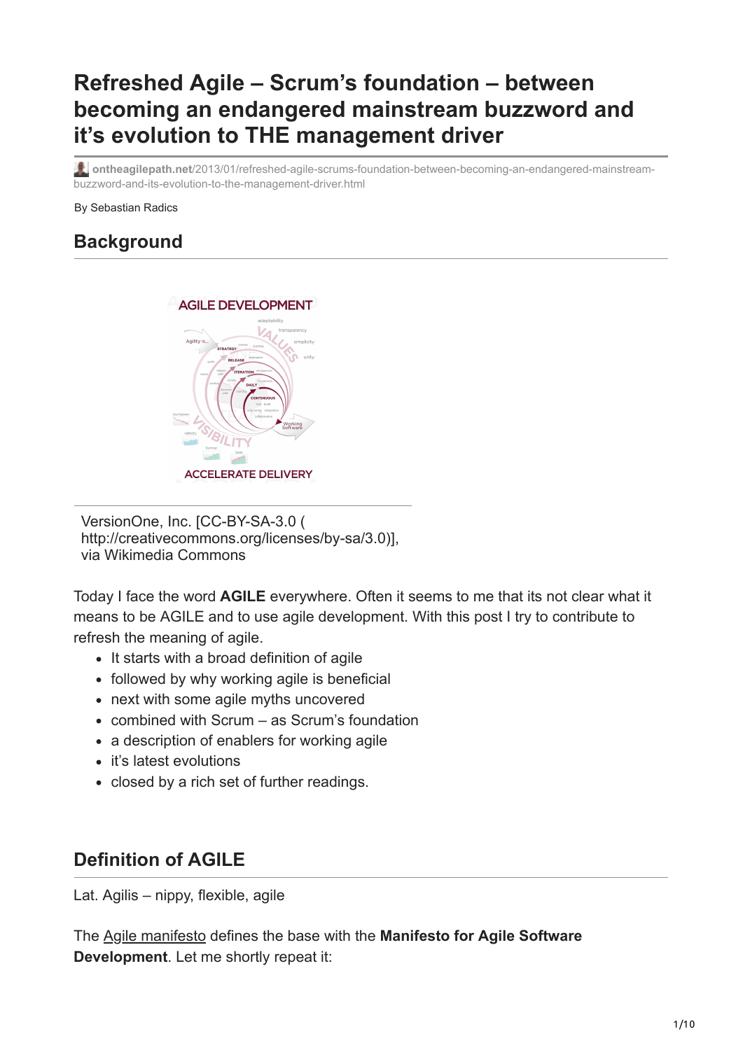# Refreshed Agile – Scrum's foundation – between becoming an endangered mainstream buzzword and it's evolution to THE management driver

ontheagilepath.net/2013/01/refreshed-agile-scrums-foundation-between-becoming-an-endangered-mainstream-buzzword-and-its-evolution-to-the-management-driver.html

By Sebastian Radics

## Background

VersionOne, Inc. [CC-BY-SA-3.0 ( http://creativecommons.org/licenses/by-sa/3.0)], via Wikimedia Commons

Today I face the word **AGILE** everywhere. Often it seems to me that its not clear what it means to be AGILE and to use agile development. With this post I try to contribute to refresh the meaning of agile.

- It starts with a broad definition of agile
- followed by why working agile is beneficial
- next with some agile myths uncovered
- combined with Scrum – as Scrum's foundation
- a description of enablers for working agile
- it's latest evolutions
- closed by a rich set of further readings.

## Definition of AGILE

Lat. Agilis – nippy, flexible, agile

The Agile manifesto defines the base with the **Manifesto for Agile Software Development**. Let me shortly repeat it: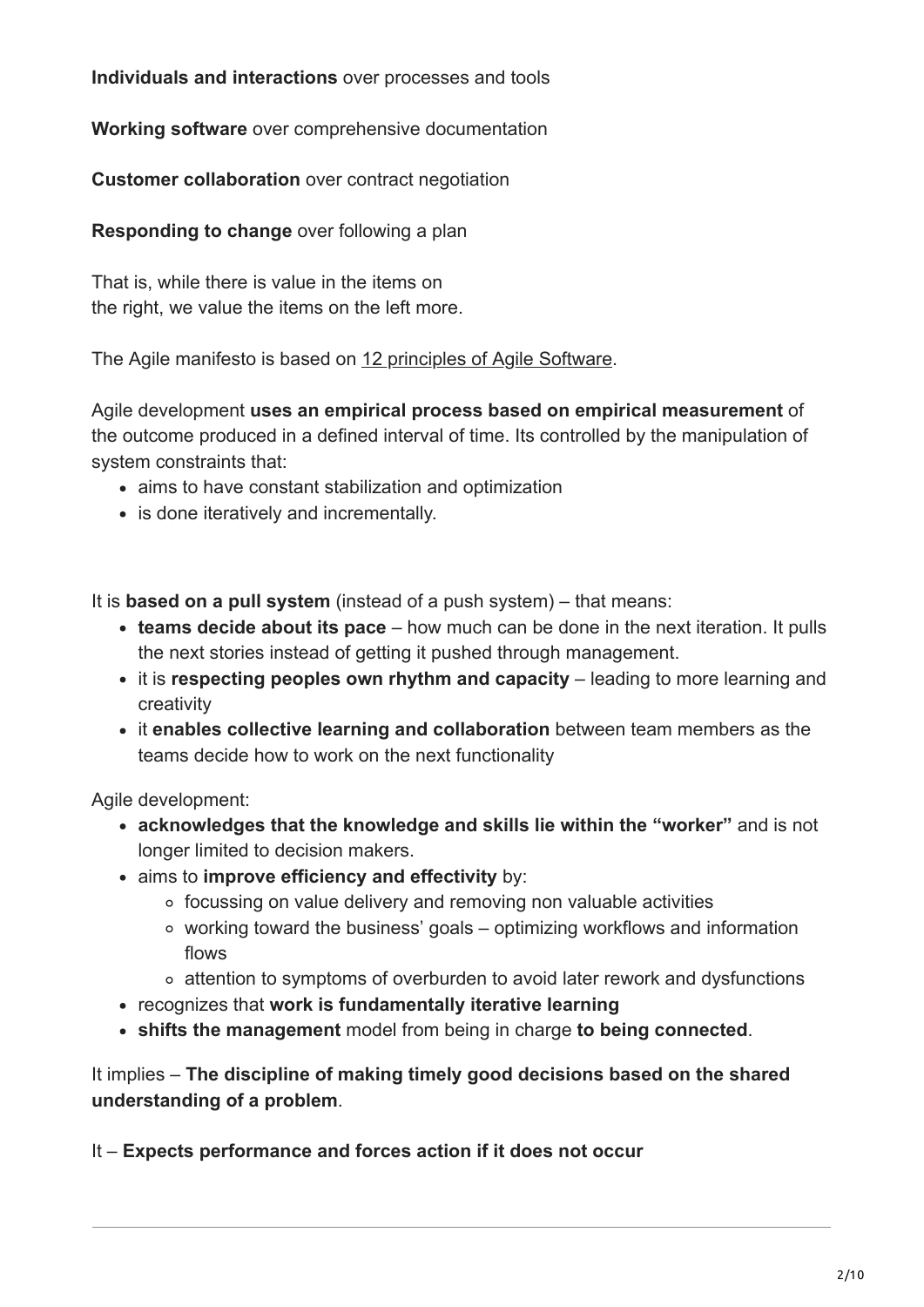**Individuals and interactions** over processes and tools

**Working software** over comprehensive documentation

**Customer collaboration** over contract negotiation

**Responding to change** over following a plan

That is, while there is value in the items on
the right, we value the items on the left more.

The Agile manifesto is based on 12 principles of Agile Software.

Agile development **uses an empirical process based on empirical measurement** of the outcome produced in a defined interval of time. Its controlled by the manipulation of system constraints that:

- aims to have constant stabilization and optimization
- is done iteratively and incrementally.

It is **based on a pull system** (instead of a push system) – that means:

- **teams decide about its pace** – how much can be done in the next iteration. It pulls the next stories instead of getting it pushed through management.
- it is **respecting peoples own rhythm and capacity** – leading to more learning and creativity
- it **enables collective learning and collaboration** between team members as the teams decide how to work on the next functionality

Agile development:

- **acknowledges that the knowledge and skills lie within the "worker"** and is not longer limited to decision makers.
- aims to **improve efficiency and effectivity** by:
  - focussing on value delivery and removing non valuable activities
  - working toward the business' goals – optimizing workflows and information flows
  - attention to symptoms of overburden to avoid later rework and dysfunctions
- recognizes that **work is fundamentally iterative learning**
- **shifts the management** model from being in charge **to being connected**.

It implies – **The discipline of making timely good decisions based on the shared understanding of a problem**.

It – **Expects performance and forces action if it does not occur**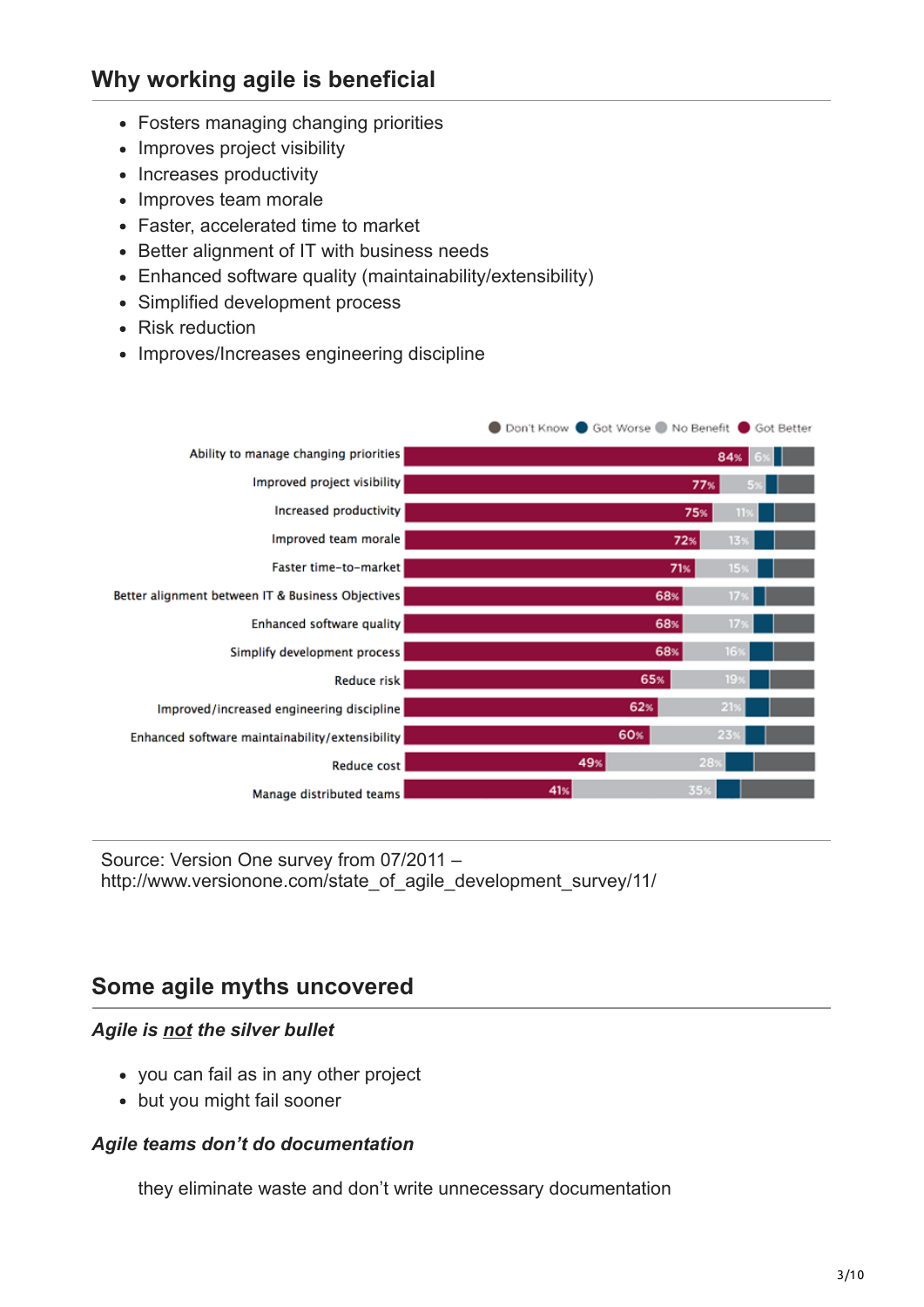## Why working agile is beneficial

- Fosters managing changing priorities
- Improves project visibility
- Increases productivity
- Improves team morale
- Faster, accelerated time to market
- Better alignment of IT with business needs
- Enhanced software quality (maintainability/extensibility)
- Simplified development process
- Risk reduction
- Improves/Increases engineering discipline

| | Got Better | No Benefit |
|---|---|---|
| Ability to manage changing priorities | 84% | 6% |
| Improved project visibility | 77% | 5% |
| Increased productivity | 75% | 11% |
| Improved team morale | 72% | 13% |
| Faster time-to-market | 71% | 15% |
| Better alignment between IT & Business Objectives | 68% | 17% |
| Enhanced software quality | 68% | 17% |
| Simplify development process | 68% | 16% |
| Reduce risk | 65% | 19% |
| Improved/increased engineering discipline | 62% | 21% |
| Enhanced software maintainability/extensibility | 60% | 23% |
| Reduce cost | 49% | 28% |
| Manage distributed teams | 41% | 35% |

Legend: Don't Know, Got Worse, No Benefit, Got Better

Source: Version One survey from 07/2011 – http://www.versionone.com/state_of_agile_development_survey/11/

## Some agile myths uncovered

### *Agile is not the silver bullet*

- you can fail as in any other project
- but you might fail sooner

### *Agile teams don't do documentation*

they eliminate waste and don't write unnecessary documentation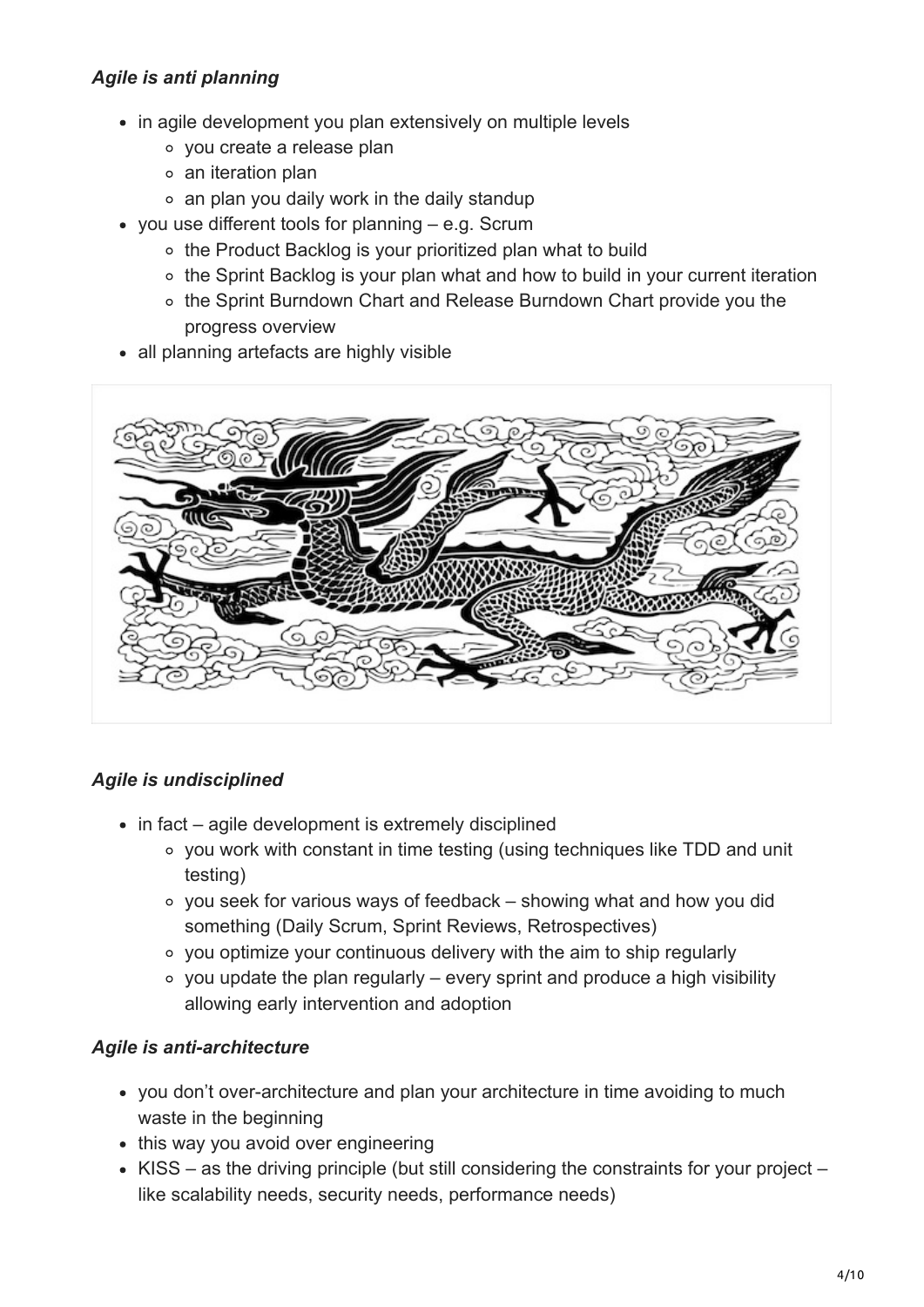*Agile is anti planning*

- in agile development you plan extensively on multiple levels
  - you create a release plan
  - an iteration plan
  - an plan you daily work in the daily standup
- you use different tools for planning – e.g. Scrum
  - the Product Backlog is your prioritized plan what to build
  - the Sprint Backlog is your plan what and how to build in your current iteration
  - the Sprint Burndown Chart and Release Burndown Chart provide you the progress overview
- all planning artefacts are highly visible

*Agile is undisciplined*

- in fact – agile development is extremely disciplined
  - you work with constant in time testing (using techniques like TDD and unit testing)
  - you seek for various ways of feedback – showing what and how you did something (Daily Scrum, Sprint Reviews, Retrospectives)
  - you optimize your continuous delivery with the aim to ship regularly
  - you update the plan regularly – every sprint and produce a high visibility allowing early intervention and adoption

*Agile is anti-architecture*

- you don't over-architecture and plan your architecture in time avoiding to much waste in the beginning
- this way you avoid over engineering
- KISS – as the driving principle (but still considering the constraints for your project – like scalability needs, security needs, performance needs)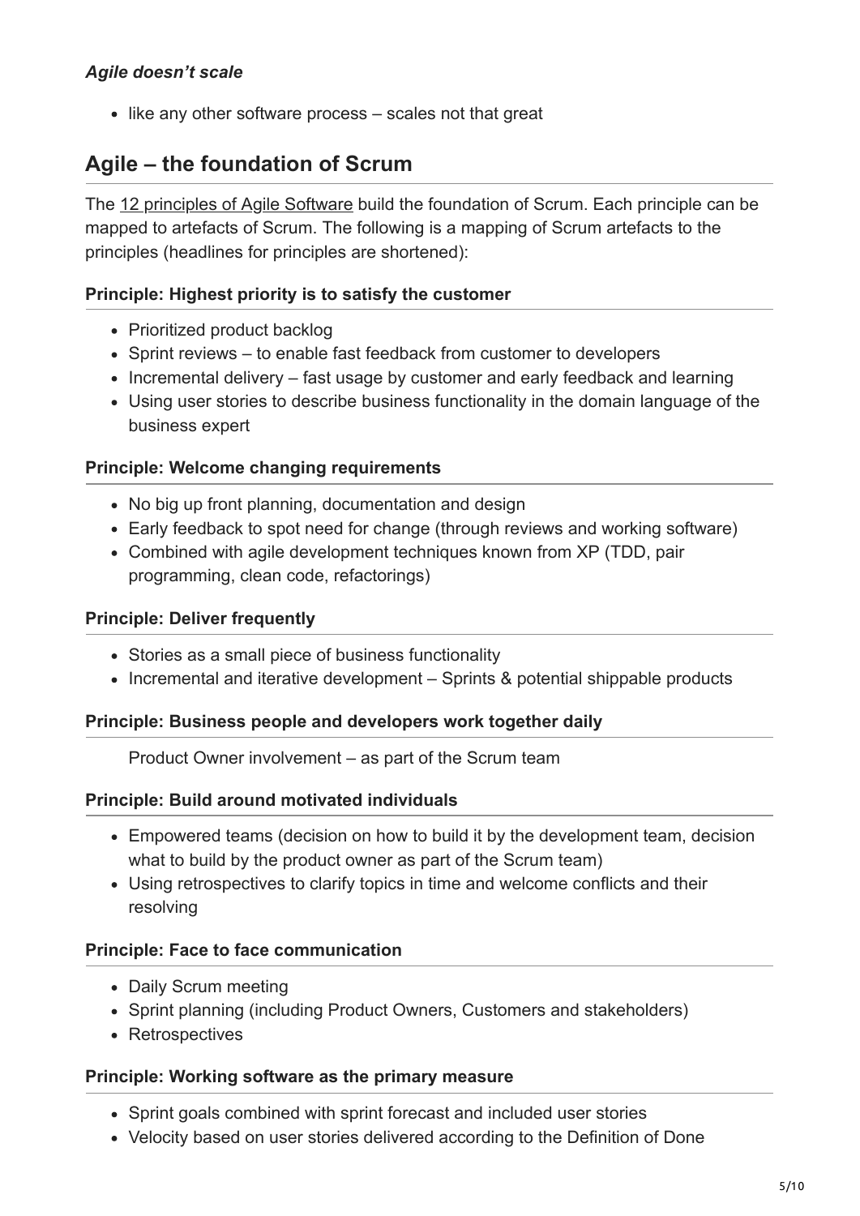***Agile doesn't scale***

- like any other software process – scales not that great

## Agile – the foundation of Scrum

The [12 principles of Agile Software] build the foundation of Scrum. Each principle can be mapped to artefacts of Scrum. The following is a mapping of Scrum artefacts to the principles (headlines for principles are shortened):

### Principle: Highest priority is to satisfy the customer

- Prioritized product backlog
- Sprint reviews – to enable fast feedback from customer to developers
- Incremental delivery – fast usage by customer and early feedback and learning
- Using user stories to describe business functionality in the domain language of the business expert

### Principle: Welcome changing requirements

- No big up front planning, documentation and design
- Early feedback to spot need for change (through reviews and working software)
- Combined with agile development techniques known from XP (TDD, pair programming, clean code, refactorings)

### Principle: Deliver frequently

- Stories as a small piece of business functionality
- Incremental and iterative development – Sprints & potential shippable products

### Principle: Business people and developers work together daily

Product Owner involvement – as part of the Scrum team

### Principle: Build around motivated individuals

- Empowered teams (decision on how to build it by the development team, decision what to build by the product owner as part of the Scrum team)
- Using retrospectives to clarify topics in time and welcome conflicts and their resolving

### Principle: Face to face communication

- Daily Scrum meeting
- Sprint planning (including Product Owners, Customers and stakeholders)
- Retrospectives

### Principle: Working software as the primary measure

- Sprint goals combined with sprint forecast and included user stories
- Velocity based on user stories delivered according to the Definition of Done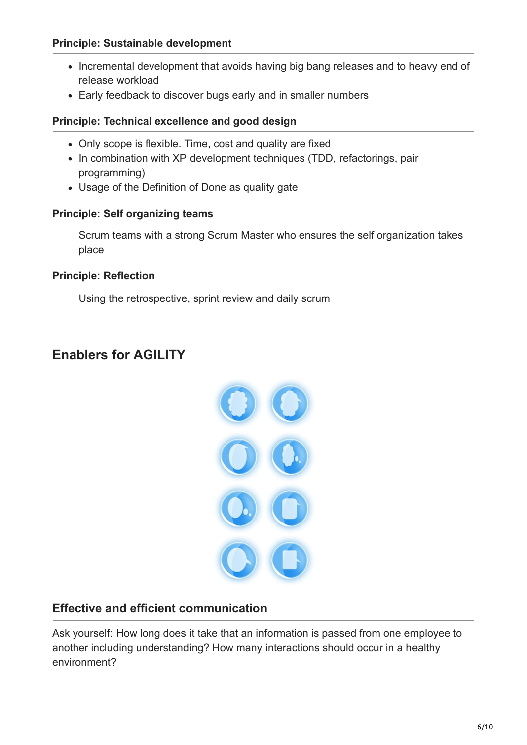### Principle: Sustainable development

- Incremental development that avoids having big bang releases and to heavy end of release workload
- Early feedback to discover bugs early and in smaller numbers

### Principle: Technical excellence and good design

- Only scope is flexible. Time, cost and quality are fixed
- In combination with XP development techniques (TDD, refactorings, pair programming)
- Usage of the Definition of Done as quality gate

### Principle: Self organizing teams

Scrum teams with a strong Scrum Master who ensures the self organization takes place

### Principle: Reflection

Using the retrospective, sprint review and daily scrum

## Enablers for AGILITY

### Effective and efficient communication

Ask yourself: How long does it take that an information is passed from one employee to another including understanding? How many interactions should occur in a healthy environment?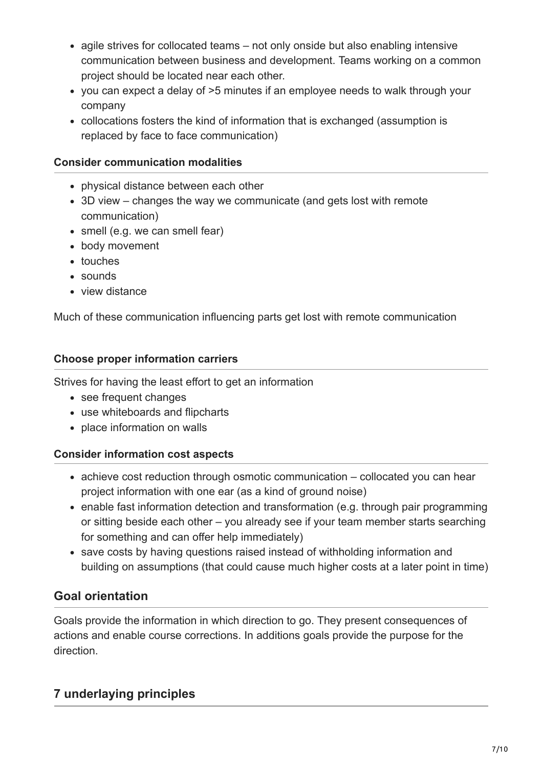- agile strives for collocated teams – not only onside but also enabling intensive communication between business and development. Teams working on a common project should be located near each other.
- you can expect a delay of >5 minutes if an employee needs to walk through your company
- collocations fosters the kind of information that is exchanged (assumption is replaced by face to face communication)

#### Consider communication modalities

- physical distance between each other
- 3D view – changes the way we communicate (and gets lost with remote communication)
- smell (e.g. we can smell fear)
- body movement
- touches
- sounds
- view distance

Much of these communication influencing parts get lost with remote communication

#### Choose proper information carriers

Strives for having the least effort to get an information

- see frequent changes
- use whiteboards and flipcharts
- place information on walls

#### Consider information cost aspects

- achieve cost reduction through osmotic communication – collocated you can hear project information with one ear (as a kind of ground noise)
- enable fast information detection and transformation (e.g. through pair programming or sitting beside each other – you already see if your team member starts searching for something and can offer help immediately)
- save costs by having questions raised instead of withholding information and building on assumptions (that could cause much higher costs at a later point in time)

### Goal orientation

Goals provide the information in which direction to go. They present consequences of actions and enable course corrections. In additions goals provide the purpose for the direction.

### 7 underlaying principles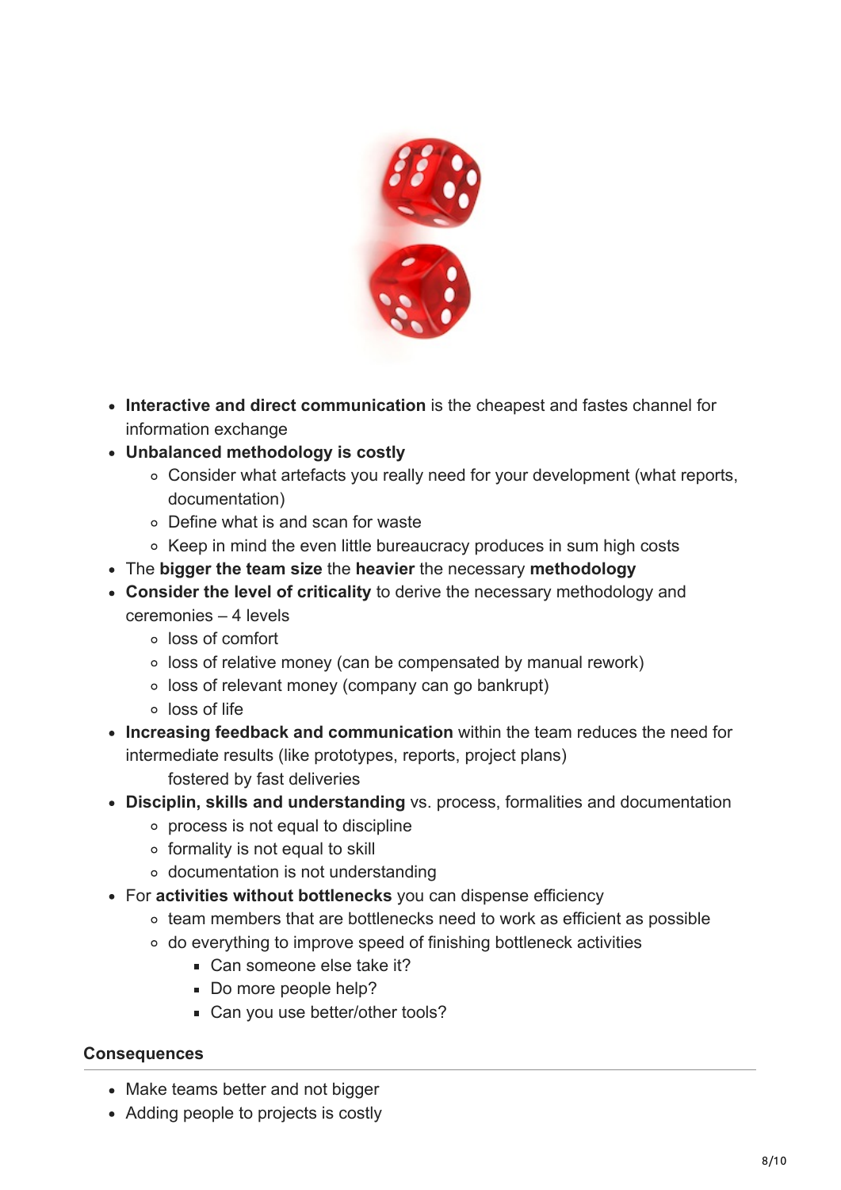- **Interactive and direct communication** is the cheapest and fastes channel for information exchange
- **Unbalanced methodology is costly**
  - Consider what artefacts you really need for your development (what reports, documentation)
  - Define what is and scan for waste
  - Keep in mind the even little bureaucracy produces in sum high costs
- The **bigger the team size** the **heavier** the necessary **methodology**
- **Consider the level of criticality** to derive the necessary methodology and ceremonies – 4 levels
  - loss of comfort
  - loss of relative money (can be compensated by manual rework)
  - loss of relevant money (company can go bankrupt)
  - loss of life
- **Increasing feedback and communication** within the team reduces the need for intermediate results (like prototypes, reports, project plans)
  
  fostered by fast deliveries
- **Disciplin, skills and understanding** vs. process, formalities and documentation
  - process is not equal to discipline
  - formality is not equal to skill
  - documentation is not understanding
- For **activities without bottlenecks** you can dispense efficiency
  - team members that are bottlenecks need to work as efficient as possible
  - do everything to improve speed of finishing bottleneck activities
    - Can someone else take it?
    - Do more people help?
    - Can you use better/other tools?

### Consequences

- Make teams better and not bigger
- Adding people to projects is costly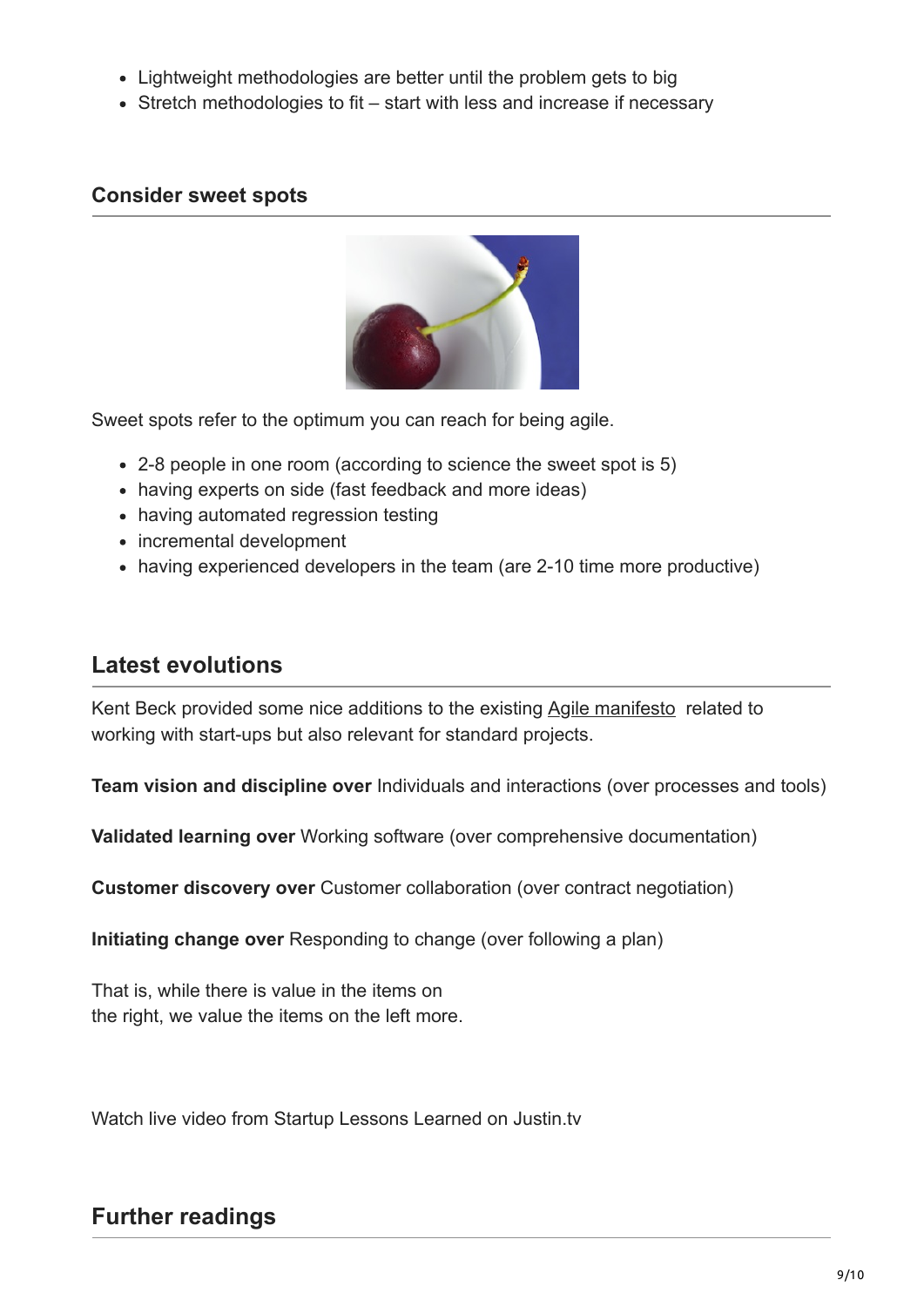- Lightweight methodologies are better until the problem gets to big
- Stretch methodologies to fit – start with less and increase if necessary

### Consider sweet spots

Sweet spots refer to the optimum you can reach for being agile.

- 2-8 people in one room (according to science the sweet spot is 5)
- having experts on side (fast feedback and more ideas)
- having automated regression testing
- incremental development
- having experienced developers in the team (are 2-10 time more productive)

## Latest evolutions

Kent Beck provided some nice additions to the existing Agile manifesto related to working with start-ups but also relevant for standard projects.

**Team vision and discipline over** Individuals and interactions (over processes and tools)

**Validated learning over** Working software (over comprehensive documentation)

**Customer discovery over** Customer collaboration (over contract negotiation)

**Initiating change over** Responding to change (over following a plan)

That is, while there is value in the items on
the right, we value the items on the left more.

Watch live video from Startup Lessons Learned on Justin.tv

## Further readings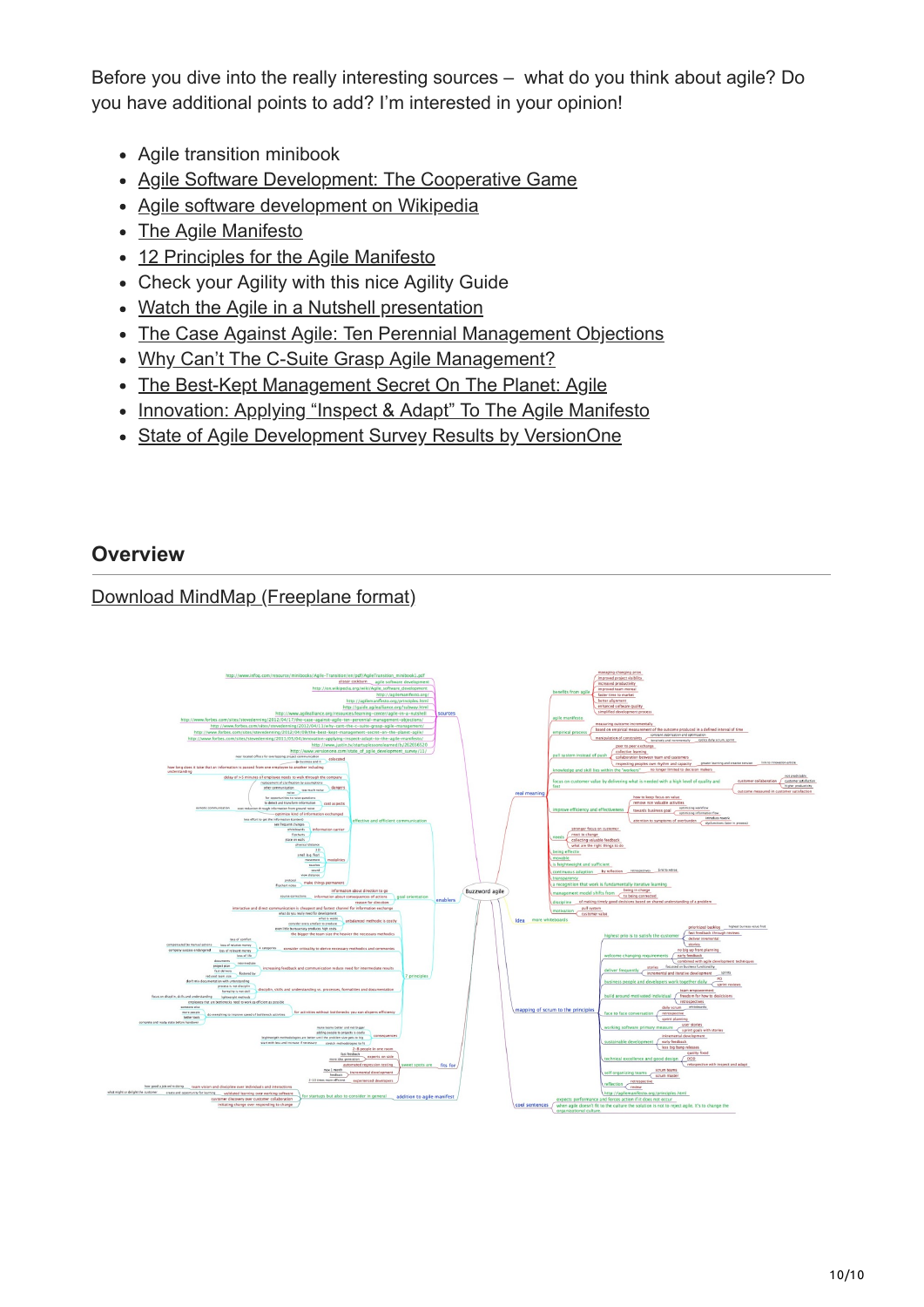Before you dive into the really interesting sources – what do you think about agile? Do you have additional points to add? I'm interested in your opinion!

- Agile transition minibook
- Agile Software Development: The Cooperative Game
- Agile software development on Wikipedia
- The Agile Manifesto
- 12 Principles for the Agile Manifesto
- Check your Agility with this nice Agility Guide
- Watch the Agile in a Nutshell presentation
- The Case Against Agile: Ten Perennial Management Objections
- Why Can't The C-Suite Grasp Agile Management?
- The Best-Kept Management Secret On The Planet: Agile
- Innovation: Applying "Inspect & Adapt" To The Agile Manifesto
- State of Agile Development Survey Results by VersionOne

## Overview

Download MindMap (Freeplane format)